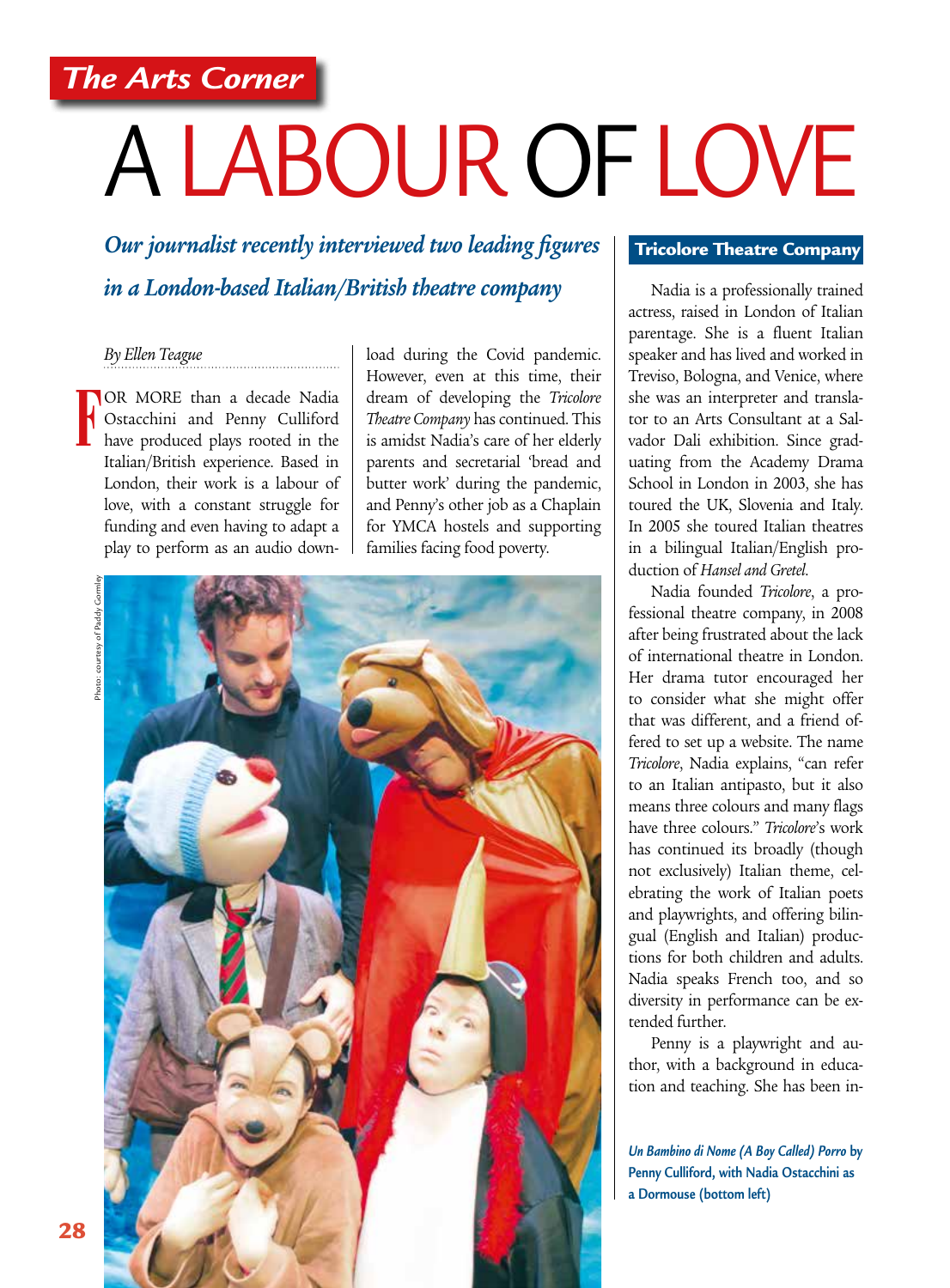The Arts Corner

# A LABOUR OF LOVE

***Our journalist recently interviewed two leading figures in a London-based Italian/British theatre company***

*By Ellen Teague*

FOR MORE than a decade Nadia Ostacchini and Penny Culliford have produced plays rooted in the Italian/British experience. Based in London, their work is a labour of love, with a constant struggle for funding and even having to adapt a play to perform as an audio download during the Covid pandemic. However, even at this time, their dream of developing the *Tricolore Theatre Company* has continued. This is amidst Nadia's care of her elderly parents and secretarial 'bread and butter work' during the pandemic, and Penny's other job as a Chaplain for YMCA hostels and supporting families facing food poverty.

Photo: courtesy of Paddy Gormley

***Un Bambino di Nome (A Boy Called) Porro*** **by Penny Culliford, with Nadia Ostacchini as a Dormouse (bottom left)**

## Tricolore Theatre Company

Nadia is a professionally trained actress, raised in London of Italian parentage. She is a fluent Italian speaker and has lived and worked in Treviso, Bologna, and Venice, where she was an interpreter and translator to an Arts Consultant at a Salvador Dali exhibition. Since graduating from the Academy Drama School in London in 2003, she has toured the UK, Slovenia and Italy. In 2005 she toured Italian theatres in a bilingual Italian/English production of *Hansel and Gretel*.

Nadia founded *Tricolore*, a professional theatre company, in 2008 after being frustrated about the lack of international theatre in London. Her drama tutor encouraged her to consider what she might offer that was different, and a friend offered to set up a website. The name *Tricolore*, Nadia explains, "can refer to an Italian antipasto, but it also means three colours and many flags have three colours." *Tricolore*'s work has continued its broadly (though not exclusively) Italian theme, celebrating the work of Italian poets and playwrights, and offering bilingual (English and Italian) productions for both children and adults. Nadia speaks French too, and so diversity in performance can be extended further.

Penny is a playwright and author, with a background in education and teaching. She has been in-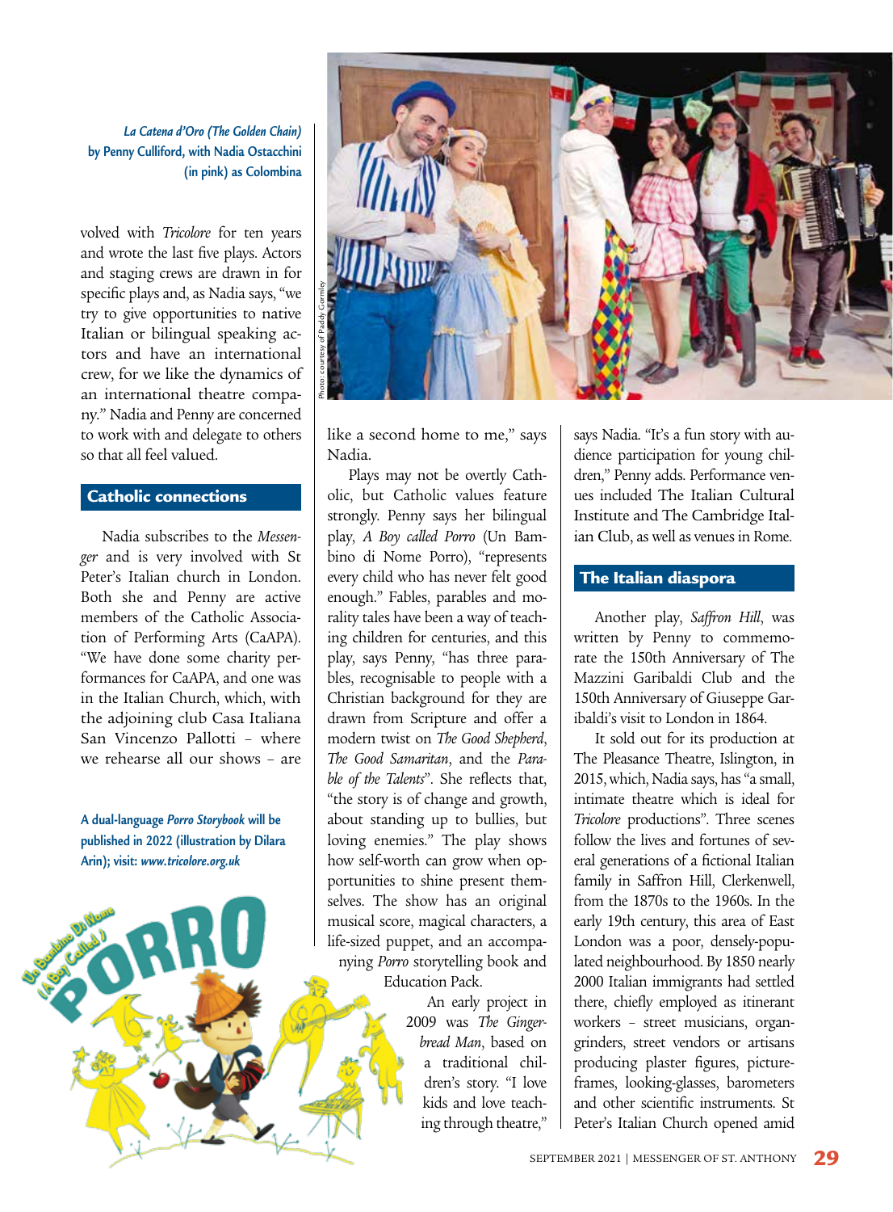*La Catena d'Oro (The Golden Chain)* by Penny Culliford, with Nadia Ostacchini (in pink) as Colombina

volved with *Tricolore* for ten years and wrote the last five plays. Actors and staging crews are drawn in for specific plays and, as Nadia says, "we try to give opportunities to native Italian or bilingual speaking actors and have an international crew, for we like the dynamics of an international theatre company." Nadia and Penny are concerned to work with and delegate to others so that all feel valued.

## Catholic connections

Nadia subscribes to the *Messenger* and is very involved with St Peter's Italian church in London. Both she and Penny are active members of the Catholic Association of Performing Arts (CaAPA). "We have done some charity performances for CaAPA, and one was in the Italian Church, which, with the adjoining club Casa Italiana San Vincenzo Pallotti – where we rehearse all our shows – are like a second home to me," says Nadia.

Plays may not be overtly Catholic, but Catholic values feature strongly. Penny says her bilingual play, *A Boy called Porro* (Un Bambino di Nome Porro), "represents every child who has never felt good enough." Fables, parables and morality tales have been a way of teaching children for centuries, and this play, says Penny, "has three parables, recognisable to people with a Christian background for they are drawn from Scripture and offer a modern twist on *The Good Shepherd*, *The Good Samaritan*, and the *Parable of the Talents*". She reflects that, "the story is of change and growth, about standing up to bullies, but loving enemies." The play shows how self-worth can grow when opportunities to shine present themselves. The show has an original musical score, magical characters, a life-sized puppet, and an accompanying *Porro* storytelling book and Education Pack.

An early project in 2009 was *The Gingerbread Man*, based on a traditional children's story. "I love kids and love teaching through theatre," says Nadia. "It's a fun story with audience participation for young children," Penny adds. Performance venues included The Italian Cultural Institute and The Cambridge Italian Club, as well as venues in Rome.

A dual-language *Porro Storybook* will be published in 2022 (illustration by Dilara Arin); visit: *www.tricolore.org.uk*

## The Italian diaspora

Another play, *Saffron Hill*, was written by Penny to commemorate the 150th Anniversary of The Mazzini Garibaldi Club and the 150th Anniversary of Giuseppe Garibaldi's visit to London in 1864.

It sold out for its production at The Pleasance Theatre, Islington, in 2015, which, Nadia says, has "a small, intimate theatre which is ideal for *Tricolore* productions". Three scenes follow the lives and fortunes of several generations of a fictional Italian family in Saffron Hill, Clerkenwell, from the 1870s to the 1960s. In the early 19th century, this area of East London was a poor, densely-populated neighbourhood. By 1850 nearly 2000 Italian immigrants had settled there, chiefly employed as itinerant workers – street musicians, organ-grinders, street vendors or artisans producing plaster figures, picture-frames, looking-glasses, barometers and other scientific instruments. St Peter's Italian Church opened amid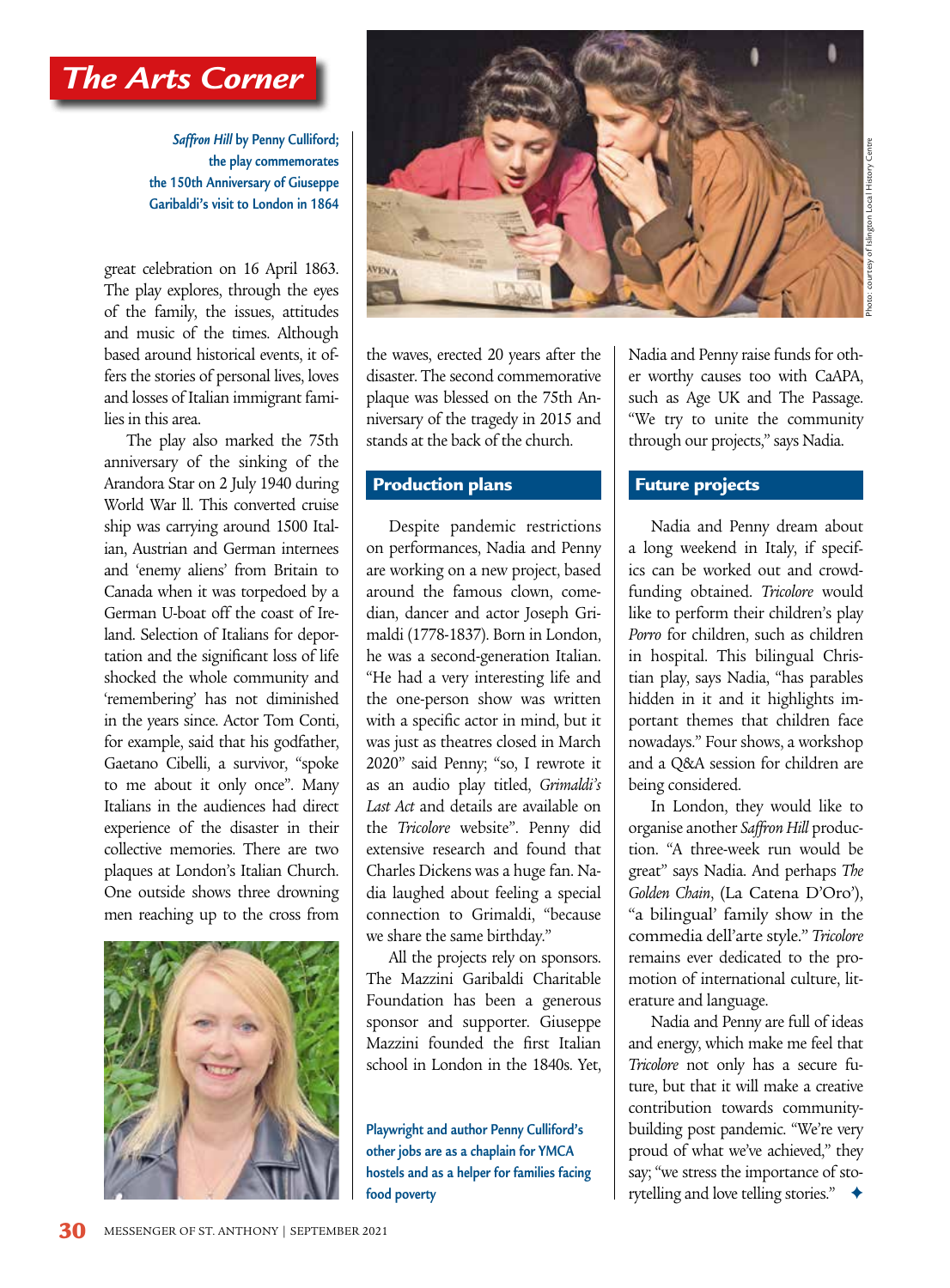## The Arts Corner

***Saffron Hill* by Penny Culliford; the play commemorates the 150th Anniversary of Giuseppe Garibaldi's visit to London in 1864**

great celebration on 16 April 1863. The play explores, through the eyes of the family, the issues, attitudes and music of the times. Although based around historical events, it offers the stories of personal lives, loves and losses of Italian immigrant families in this area.

The play also marked the 75th anniversary of the sinking of the Arandora Star on 2 July 1940 during World War ll. This converted cruise ship was carrying around 1500 Italian, Austrian and German internees and 'enemy aliens' from Britain to Canada when it was torpedoed by a German U-boat off the coast of Ireland. Selection of Italians for deportation and the significant loss of life shocked the whole community and 'remembering' has not diminished in the years since. Actor Tom Conti, for example, said that his godfather, Gaetano Cibelli, a survivor, "spoke to me about it only once". Many Italians in the audiences had direct experience of the disaster in their collective memories. There are two plaques at London's Italian Church. One outside shows three drowning men reaching up to the cross from the waves, erected 20 years after the disaster. The second commemorative plaque was blessed on the 75th Anniversary of the tragedy in 2015 and stands at the back of the church.

Photo: courtesy of Islington Local History Centre

### Production plans

Despite pandemic restrictions on performances, Nadia and Penny are working on a new project, based around the famous clown, comedian, dancer and actor Joseph Grimaldi (1778-1837). Born in London, he was a second-generation Italian. "He had a very interesting life and the one-person show was written with a specific actor in mind, but it was just as theatres closed in March 2020" said Penny; "so, I rewrote it as an audio play titled, *Grimaldi's Last Act* and details are available on the *Tricolore* website". Penny did extensive research and found that Charles Dickens was a huge fan. Nadia laughed about feeling a special connection to Grimaldi, "because we share the same birthday."

All the projects rely on sponsors. The Mazzini Garibaldi Charitable Foundation has been a generous sponsor and supporter. Giuseppe Mazzini founded the first Italian school in London in the 1840s. Yet, Nadia and Penny raise funds for other worthy causes too with CaAPA, such as Age UK and The Passage. "We try to unite the community through our projects," says Nadia.

**Playwright and author Penny Culliford's other jobs are as a chaplain for YMCA hostels and as a helper for families facing food poverty**

### Future projects

Nadia and Penny dream about a long weekend in Italy, if specifics can be worked out and crowdfunding obtained. *Tricolore* would like to perform their children's play *Porro* for children, such as children in hospital. This bilingual Christian play, says Nadia, "has parables hidden in it and it highlights important themes that children face nowadays." Four shows, a workshop and a Q&A session for children are being considered.

In London, they would like to organise another *Saffron Hill* production. "A three-week run would be great" says Nadia. And perhaps *The Golden Chain*, (La Catena D'Oro'), "a bilingual' family show in the commedia dell'arte style." *Tricolore* remains ever dedicated to the promotion of international culture, literature and language.

Nadia and Penny are full of ideas and energy, which make me feel that *Tricolore* not only has a secure future, but that it will make a creative contribution towards community-building post pandemic. "We're very proud of what we've achieved," they say; "we stress the importance of storytelling and love telling stories." ✦